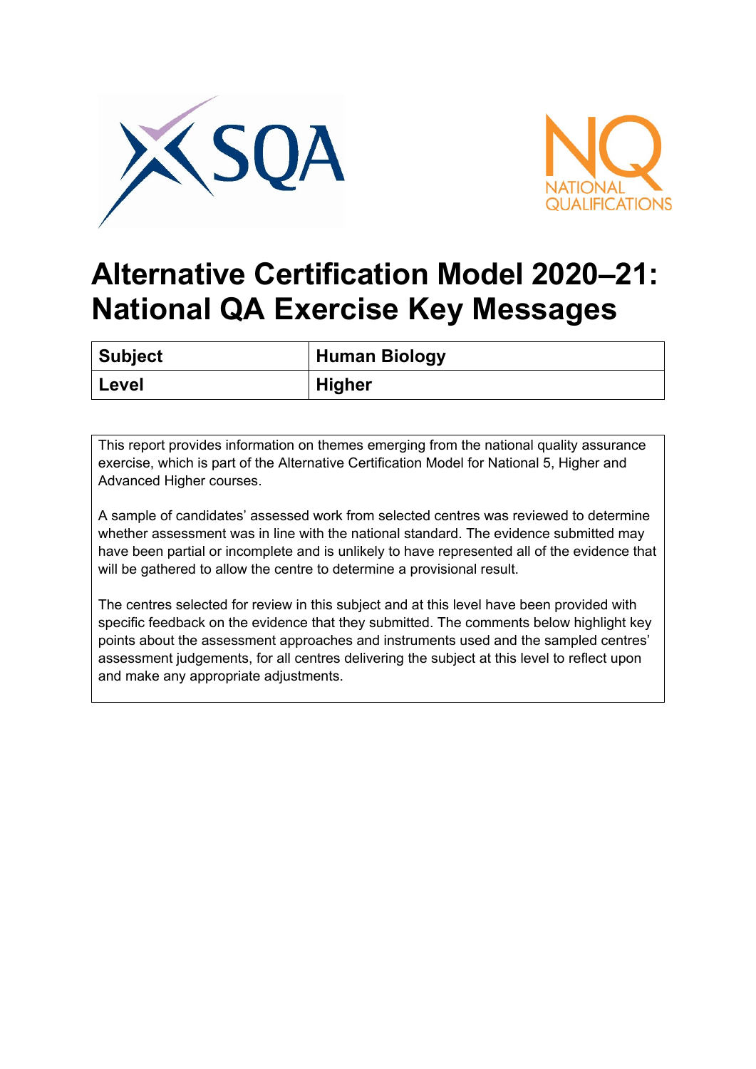# Alternative Certification Model 2020–21: National QA Exercise Key Messages

| Subject | Human Biology |
|---|---|
| Level | Higher |

This report provides information on themes emerging from the national quality assurance exercise, which is part of the Alternative Certification Model for National 5, Higher and Advanced Higher courses.

A sample of candidates' assessed work from selected centres was reviewed to determine whether assessment was in line with the national standard. The evidence submitted may have been partial or incomplete and is unlikely to have represented all of the evidence that will be gathered to allow the centre to determine a provisional result.

The centres selected for review in this subject and at this level have been provided with specific feedback on the evidence that they submitted. The comments below highlight key points about the assessment approaches and instruments used and the sampled centres' assessment judgements, for all centres delivering the subject at this level to reflect upon and make any appropriate adjustments.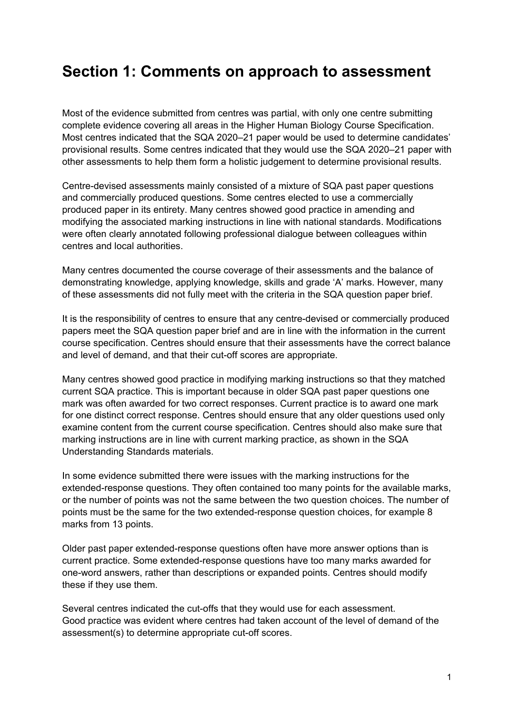## Section 1: Comments on approach to assessment

Most of the evidence submitted from centres was partial, with only one centre submitting complete evidence covering all areas in the Higher Human Biology Course Specification. Most centres indicated that the SQA 2020–21 paper would be used to determine candidates' provisional results. Some centres indicated that they would use the SQA 2020–21 paper with other assessments to help them form a holistic judgement to determine provisional results.

Centre-devised assessments mainly consisted of a mixture of SQA past paper questions and commercially produced questions. Some centres elected to use a commercially produced paper in its entirety. Many centres showed good practice in amending and modifying the associated marking instructions in line with national standards. Modifications were often clearly annotated following professional dialogue between colleagues within centres and local authorities.

Many centres documented the course coverage of their assessments and the balance of demonstrating knowledge, applying knowledge, skills and grade 'A' marks. However, many of these assessments did not fully meet with the criteria in the SQA question paper brief.

It is the responsibility of centres to ensure that any centre-devised or commercially produced papers meet the SQA question paper brief and are in line with the information in the current course specification. Centres should ensure that their assessments have the correct balance and level of demand, and that their cut-off scores are appropriate.

Many centres showed good practice in modifying marking instructions so that they matched current SQA practice. This is important because in older SQA past paper questions one mark was often awarded for two correct responses. Current practice is to award one mark for one distinct correct response. Centres should ensure that any older questions used only examine content from the current course specification. Centres should also make sure that marking instructions are in line with current marking practice, as shown in the SQA Understanding Standards materials.

In some evidence submitted there were issues with the marking instructions for the extended-response questions. They often contained too many points for the available marks, or the number of points was not the same between the two question choices. The number of points must be the same for the two extended-response question choices, for example 8 marks from 13 points.

Older past paper extended-response questions often have more answer options than is current practice. Some extended-response questions have too many marks awarded for one-word answers, rather than descriptions or expanded points. Centres should modify these if they use them.

Several centres indicated the cut-offs that they would use for each assessment.
Good practice was evident where centres had taken account of the level of demand of the assessment(s) to determine appropriate cut-off scores.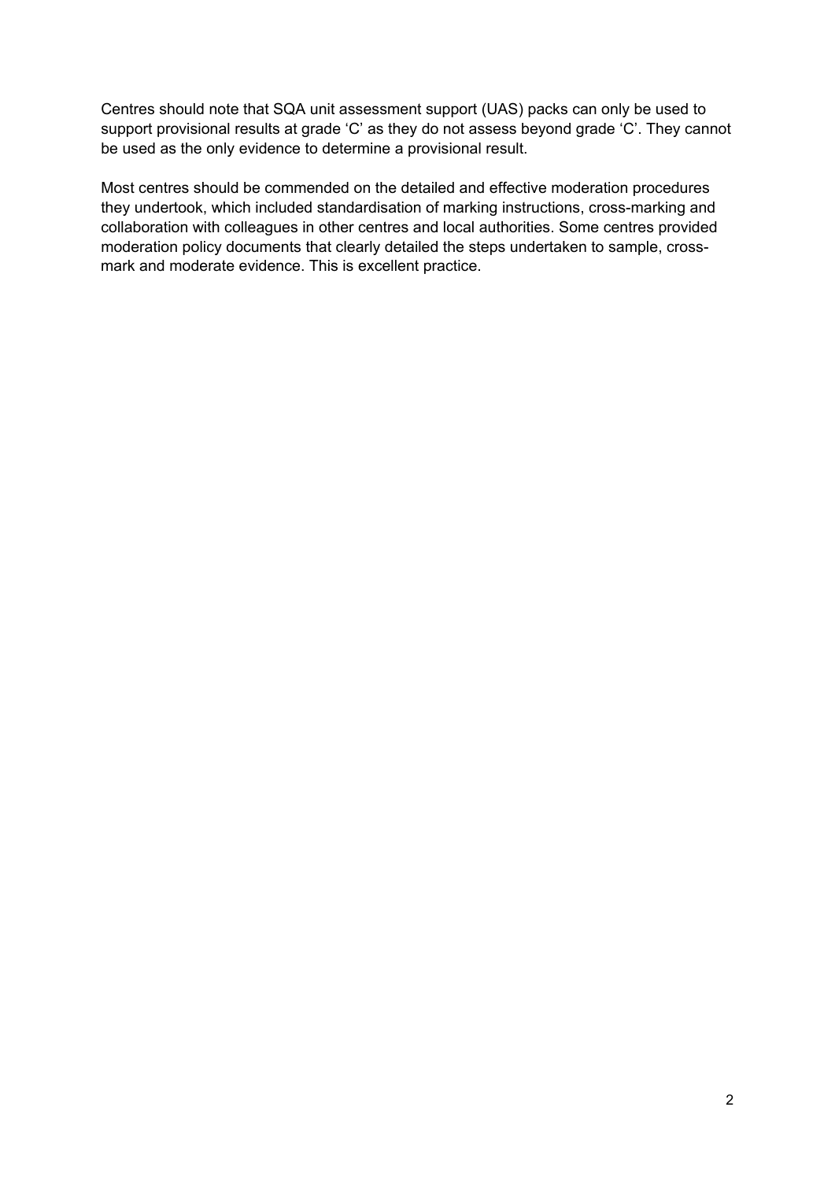Centres should note that SQA unit assessment support (UAS) packs can only be used to support provisional results at grade ‘C’ as they do not assess beyond grade ‘C’. They cannot be used as the only evidence to determine a provisional result.

Most centres should be commended on the detailed and effective moderation procedures they undertook, which included standardisation of marking instructions, cross-marking and collaboration with colleagues in other centres and local authorities. Some centres provided moderation policy documents that clearly detailed the steps undertaken to sample, cross-mark and moderate evidence. This is excellent practice.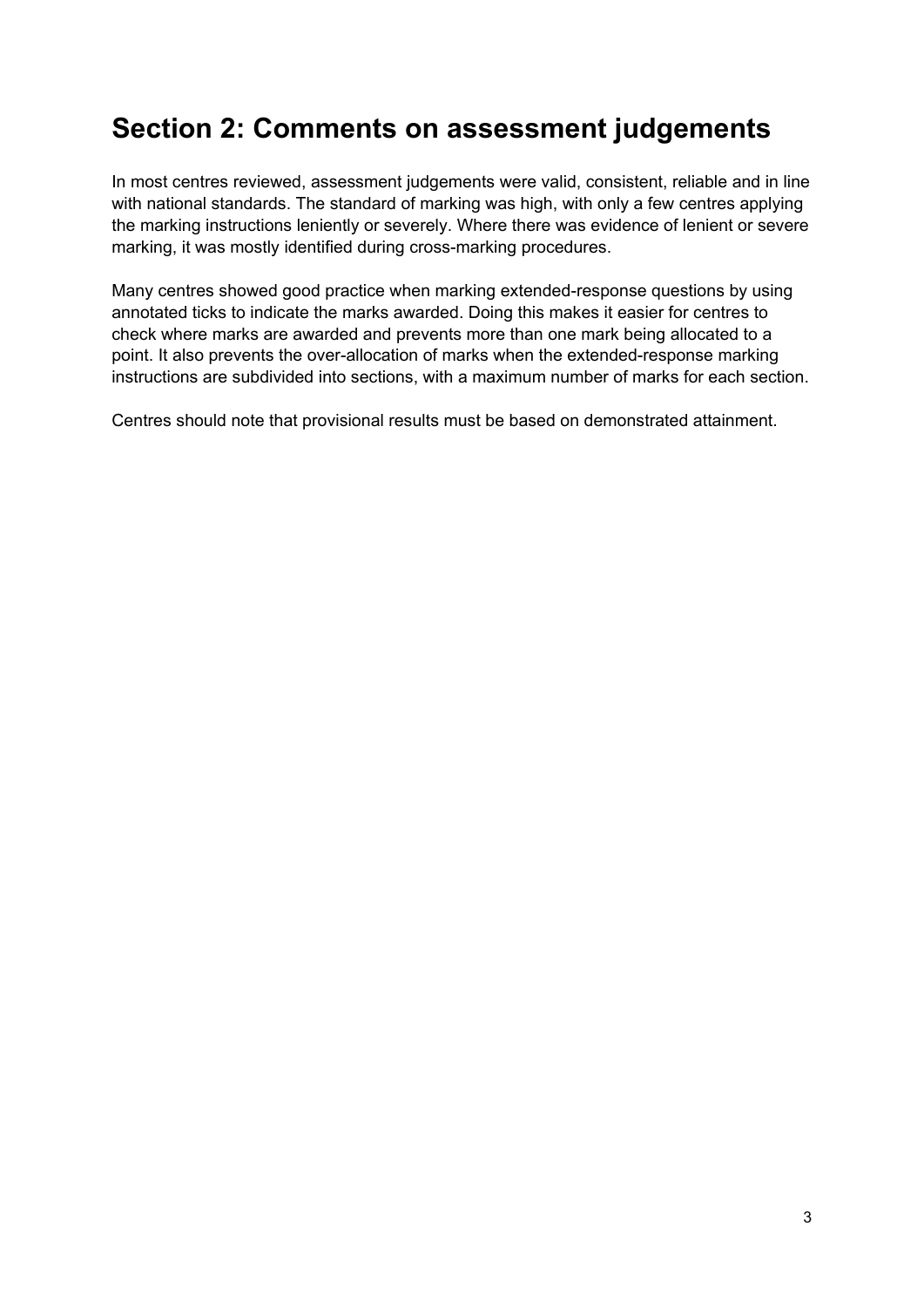## Section 2: Comments on assessment judgements

In most centres reviewed, assessment judgements were valid, consistent, reliable and in line with national standards. The standard of marking was high, with only a few centres applying the marking instructions leniently or severely. Where there was evidence of lenient or severe marking, it was mostly identified during cross-marking procedures.

Many centres showed good practice when marking extended-response questions by using annotated ticks to indicate the marks awarded. Doing this makes it easier for centres to check where marks are awarded and prevents more than one mark being allocated to a point. It also prevents the over-allocation of marks when the extended-response marking instructions are subdivided into sections, with a maximum number of marks for each section.

Centres should note that provisional results must be based on demonstrated attainment.